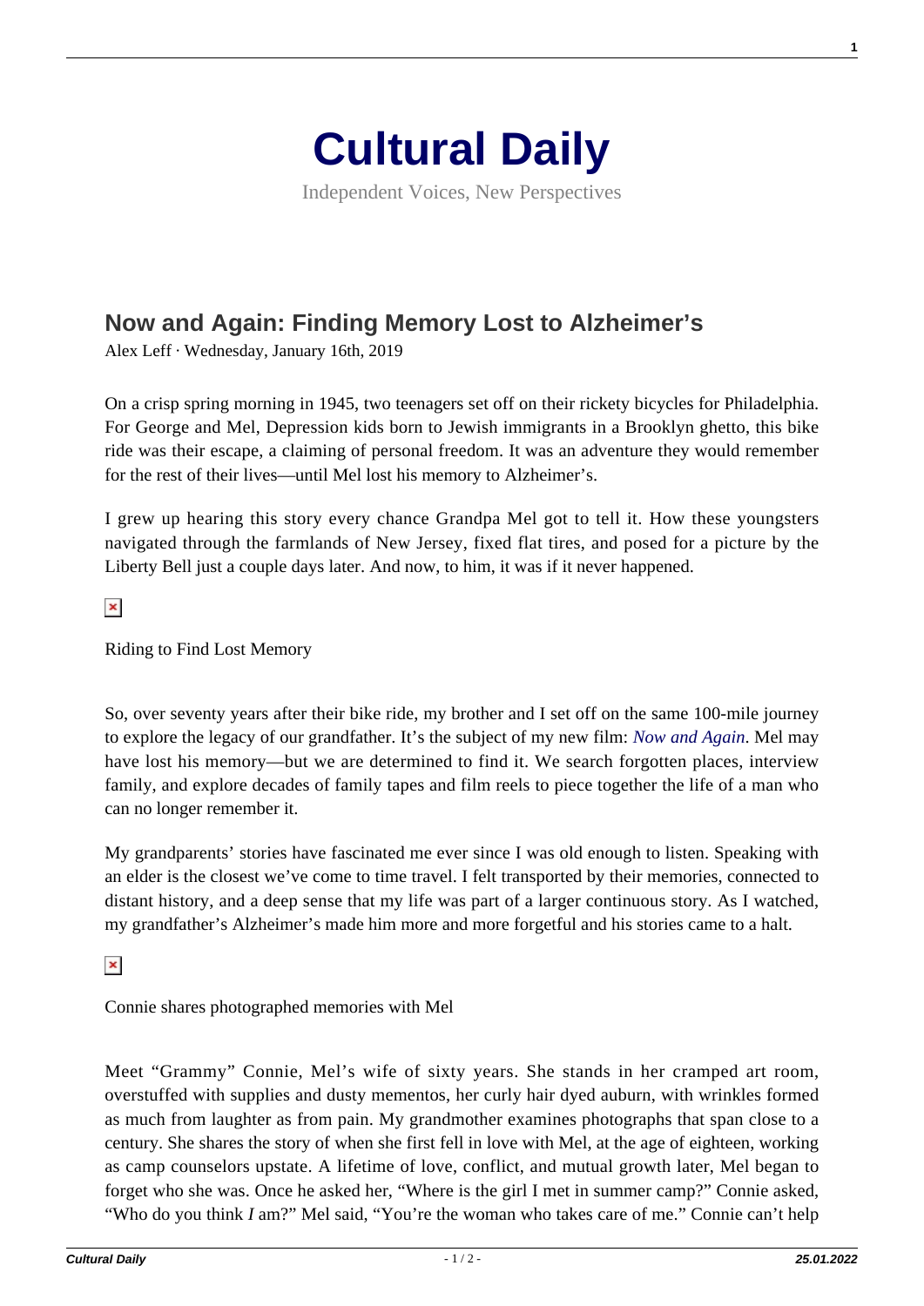# Cultural Daily

Independent Voices, New Perspectives

## Now and Again: Finding Memory Lost to Alzheimer's

Alex Leff · Wednesday, January 16th, 2019

On a crisp spring morning in 1945, two teenagers set off on their rickety bicycles for Philadelphia. For George and Mel, Depression kids born to Jewish immigrants in a Brooklyn ghetto, this bike ride was their escape, a claiming of personal freedom. It was an adventure they would remember for the rest of their lives—until Mel lost his memory to Alzheimer's.

I grew up hearing this story every chance Grandpa Mel got to tell it. How these youngsters navigated through the farmlands of New Jersey, fixed flat tires, and posed for a picture by the Liberty Bell just a couple days later. And now, to him, it was if it never happened.

Riding to Find Lost Memory

So, over seventy years after their bike ride, my brother and I set off on the same 100-mile journey to explore the legacy of our grandfather. It's the subject of my new film: *Now and Again*. Mel may have lost his memory—but we are determined to find it. We search forgotten places, interview family, and explore decades of family tapes and film reels to piece together the life of a man who can no longer remember it.

My grandparents' stories have fascinated me ever since I was old enough to listen. Speaking with an elder is the closest we've come to time travel. I felt transported by their memories, connected to distant history, and a deep sense that my life was part of a larger continuous story. As I watched, my grandfather's Alzheimer's made him more and more forgetful and his stories came to a halt.

Connie shares photographed memories with Mel

Meet "Grammy" Connie, Mel's wife of sixty years. She stands in her cramped art room, overstuffed with supplies and dusty mementos, her curly hair dyed auburn, with wrinkles formed as much from laughter as from pain. My grandmother examines photographs that span close to a century. She shares the story of when she first fell in love with Mel, at the age of eighteen, working as camp counselors upstate. A lifetime of love, conflict, and mutual growth later, Mel began to forget who she was. Once he asked her, "Where is the girl I met in summer camp?" Connie asked, "Who do you think *I* am?" Mel said, "You're the woman who takes care of me." Connie can't help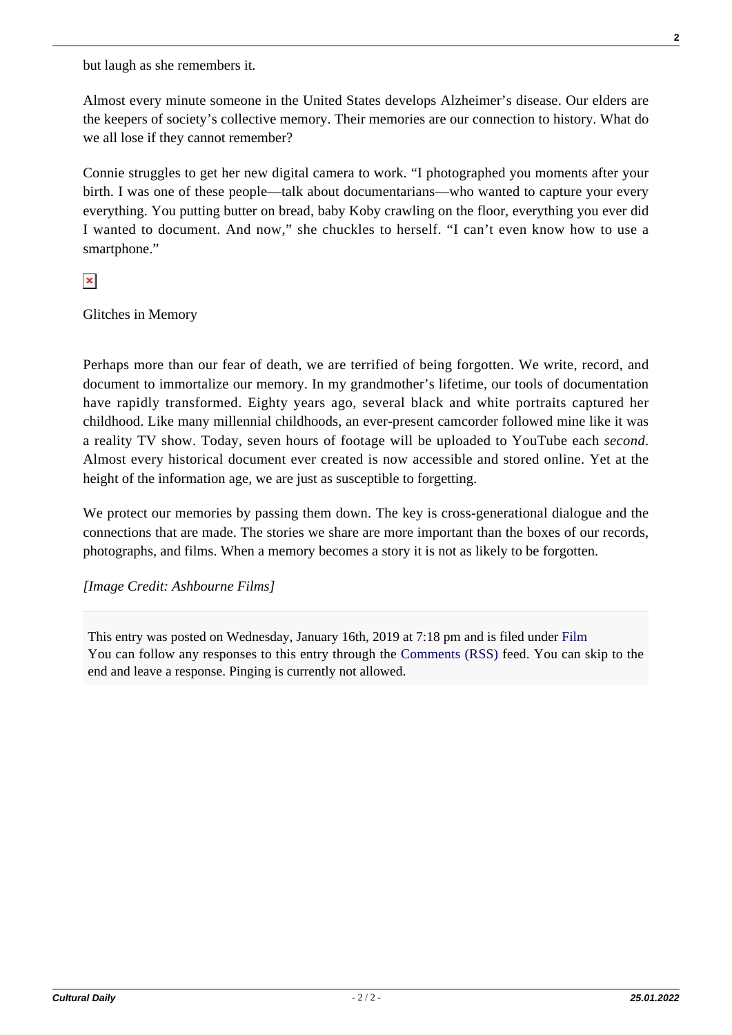but laugh as she remembers it.

Almost every minute someone in the United States develops Alzheimer's disease. Our elders are the keepers of society's collective memory. Their memories are our connection to history. What do we all lose if they cannot remember?

Connie struggles to get her new digital camera to work. "I photographed you moments after your birth. I was one of these people—talk about documentarians—who wanted to capture your every everything. You putting butter on bread, baby Koby crawling on the floor, everything you ever did I wanted to document. And now," she chuckles to herself. "I can't even know how to use a smartphone."

Glitches in Memory

Perhaps more than our fear of death, we are terrified of being forgotten. We write, record, and document to immortalize our memory. In my grandmother's lifetime, our tools of documentation have rapidly transformed. Eighty years ago, several black and white portraits captured her childhood. Like many millennial childhoods, an ever-present camcorder followed mine like it was a reality TV show. Today, seven hours of footage will be uploaded to YouTube each *second*. Almost every historical document ever created is now accessible and stored online. Yet at the height of the information age, we are just as susceptible to forgetting.

We protect our memories by passing them down. The key is cross-generational dialogue and the connections that are made. The stories we share are more important than the boxes of our records, photographs, and films. When a memory becomes a story it is not as likely to be forgotten.

*[Image Credit: Ashbourne Films]*

This entry was posted on Wednesday, January 16th, 2019 at 7:18 pm and is filed under Film
You can follow any responses to this entry through the Comments (RSS) feed. You can skip to the end and leave a response. Pinging is currently not allowed.